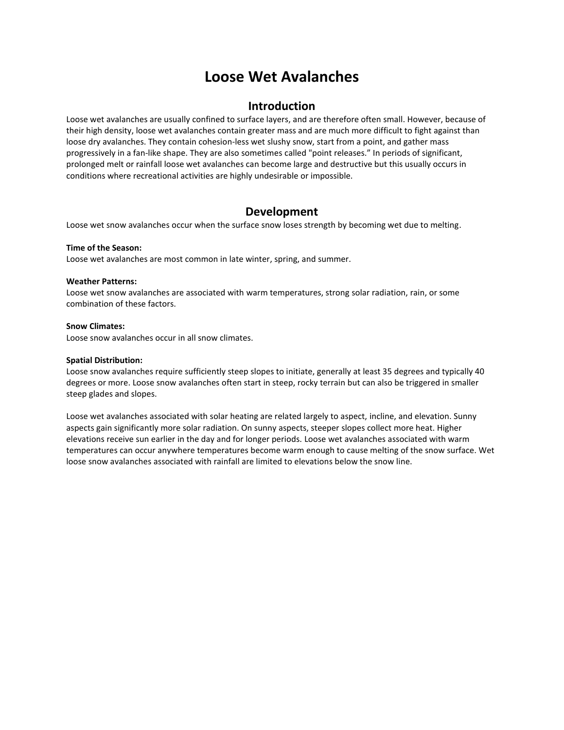# Loose Wet Avalanches

## Introduction

Loose wet avalanches are usually confined to surface layers, and are therefore often small. However, because of their high density, loose wet avalanches contain greater mass and are much more difficult to fight against than loose dry avalanches. They contain cohesion-less wet slushy snow, start from a point, and gather mass progressively in a fan-like shape. They are also sometimes called "point releases." In periods of significant, prolonged melt or rainfall loose wet avalanches can become large and destructive but this usually occurs in conditions where recreational activities are highly undesirable or impossible.

## Development

Loose wet snow avalanches occur when the surface snow loses strength by becoming wet due to melting.

**Time of the Season:**
Loose wet avalanches are most common in late winter, spring, and summer.

**Weather Patterns:**
Loose wet snow avalanches are associated with warm temperatures, strong solar radiation, rain, or some combination of these factors.

**Snow Climates:**
Loose snow avalanches occur in all snow climates.

**Spatial Distribution:**
Loose snow avalanches require sufficiently steep slopes to initiate, generally at least 35 degrees and typically 40 degrees or more. Loose snow avalanches often start in steep, rocky terrain but can also be triggered in smaller steep glades and slopes.

Loose wet avalanches associated with solar heating are related largely to aspect, incline, and elevation. Sunny aspects gain significantly more solar radiation. On sunny aspects, steeper slopes collect more heat. Higher elevations receive sun earlier in the day and for longer periods. Loose wet avalanches associated with warm temperatures can occur anywhere temperatures become warm enough to cause melting of the snow surface. Wet loose snow avalanches associated with rainfall are limited to elevations below the snow line.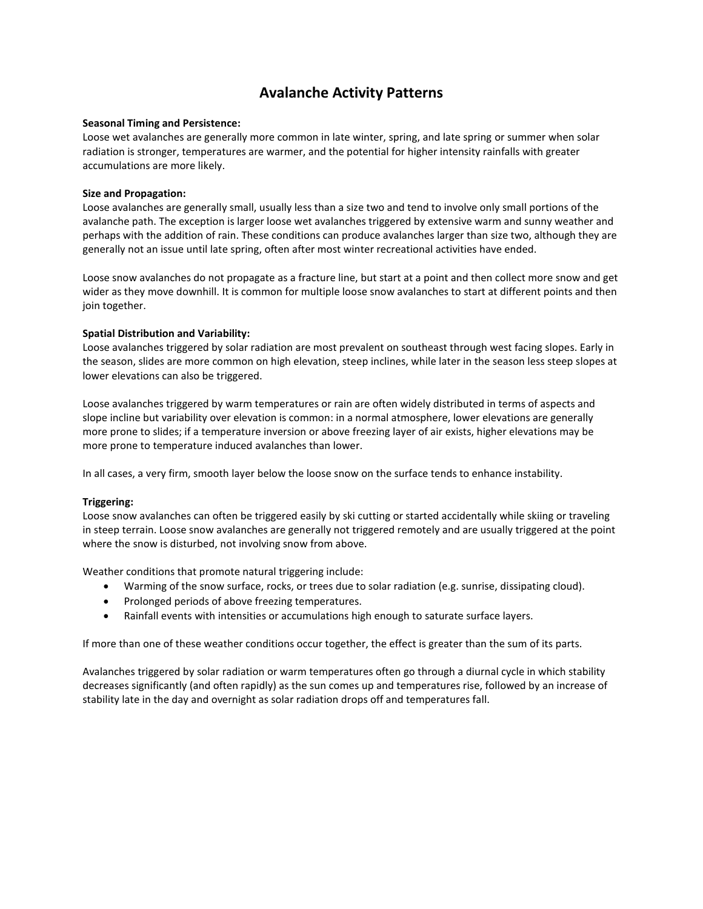# Avalanche Activity Patterns

**Seasonal Timing and Persistence:**
Loose wet avalanches are generally more common in late winter, spring, and late spring or summer when solar radiation is stronger, temperatures are warmer, and the potential for higher intensity rainfalls with greater accumulations are more likely.

**Size and Propagation:**
Loose avalanches are generally small, usually less than a size two and tend to involve only small portions of the avalanche path. The exception is larger loose wet avalanches triggered by extensive warm and sunny weather and perhaps with the addition of rain. These conditions can produce avalanches larger than size two, although they are generally not an issue until late spring, often after most winter recreational activities have ended.

Loose snow avalanches do not propagate as a fracture line, but start at a point and then collect more snow and get wider as they move downhill. It is common for multiple loose snow avalanches to start at different points and then join together.

**Spatial Distribution and Variability:**
Loose avalanches triggered by solar radiation are most prevalent on southeast through west facing slopes. Early in the season, slides are more common on high elevation, steep inclines, while later in the season less steep slopes at lower elevations can also be triggered.

Loose avalanches triggered by warm temperatures or rain are often widely distributed in terms of aspects and slope incline but variability over elevation is common: in a normal atmosphere, lower elevations are generally more prone to slides; if a temperature inversion or above freezing layer of air exists, higher elevations may be more prone to temperature induced avalanches than lower.

In all cases, a very firm, smooth layer below the loose snow on the surface tends to enhance instability.

**Triggering:**
Loose snow avalanches can often be triggered easily by ski cutting or started accidentally while skiing or traveling in steep terrain. Loose snow avalanches are generally not triggered remotely and are usually triggered at the point where the snow is disturbed, not involving snow from above.

Weather conditions that promote natural triggering include:

- Warming of the snow surface, rocks, or trees due to solar radiation (e.g. sunrise, dissipating cloud).
- Prolonged periods of above freezing temperatures.
- Rainfall events with intensities or accumulations high enough to saturate surface layers.

If more than one of these weather conditions occur together, the effect is greater than the sum of its parts.

Avalanches triggered by solar radiation or warm temperatures often go through a diurnal cycle in which stability decreases significantly (and often rapidly) as the sun comes up and temperatures rise, followed by an increase of stability late in the day and overnight as solar radiation drops off and temperatures fall.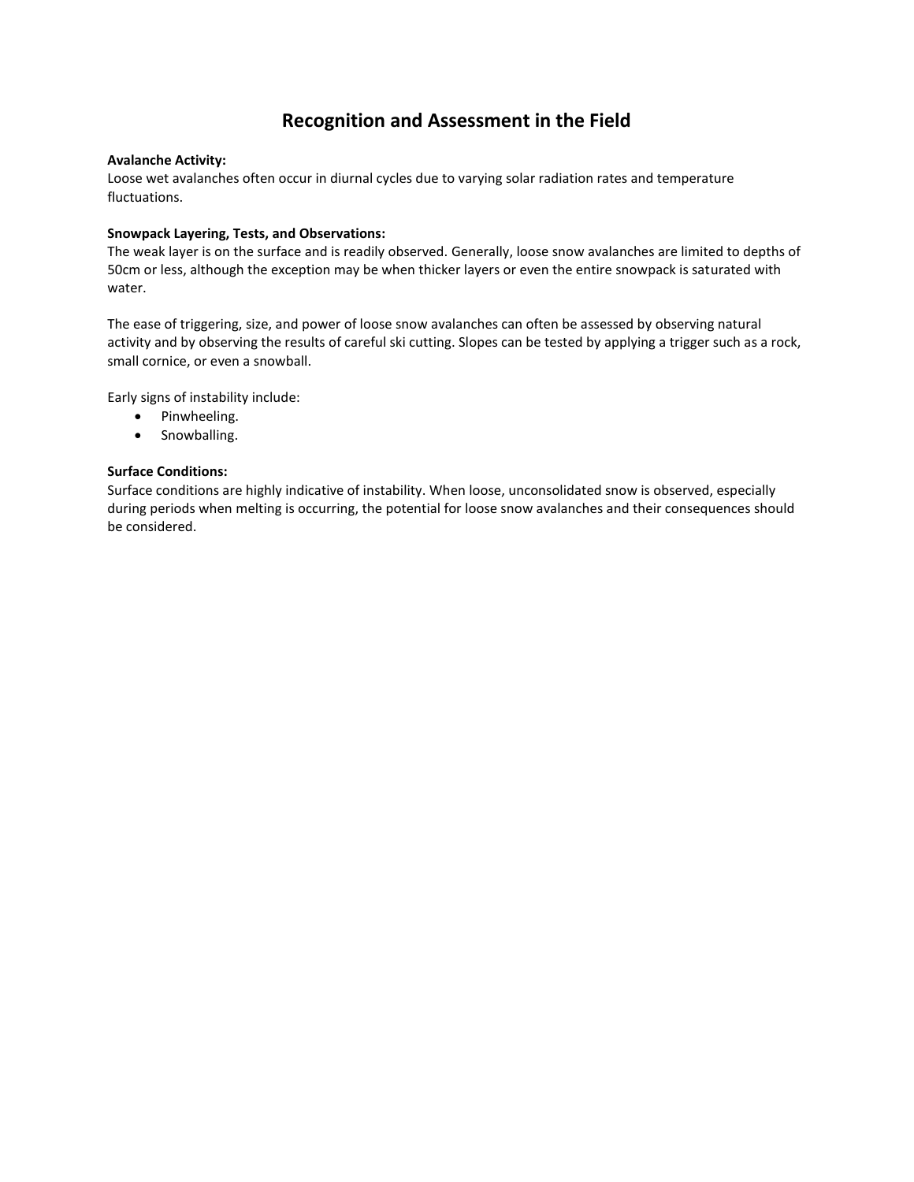# Recognition and Assessment in the Field

**Avalanche Activity:**
Loose wet avalanches often occur in diurnal cycles due to varying solar radiation rates and temperature fluctuations.

**Snowpack Layering, Tests, and Observations:**
The weak layer is on the surface and is readily observed. Generally, loose snow avalanches are limited to depths of 50cm or less, although the exception may be when thicker layers or even the entire snowpack is saturated with water.

The ease of triggering, size, and power of loose snow avalanches can often be assessed by observing natural activity and by observing the results of careful ski cutting. Slopes can be tested by applying a trigger such as a rock, small cornice, or even a snowball.

Early signs of instability include:

- Pinwheeling.
- Snowballing.

**Surface Conditions:**
Surface conditions are highly indicative of instability. When loose, unconsolidated snow is observed, especially during periods when melting is occurring, the potential for loose snow avalanches and their consequences should be considered.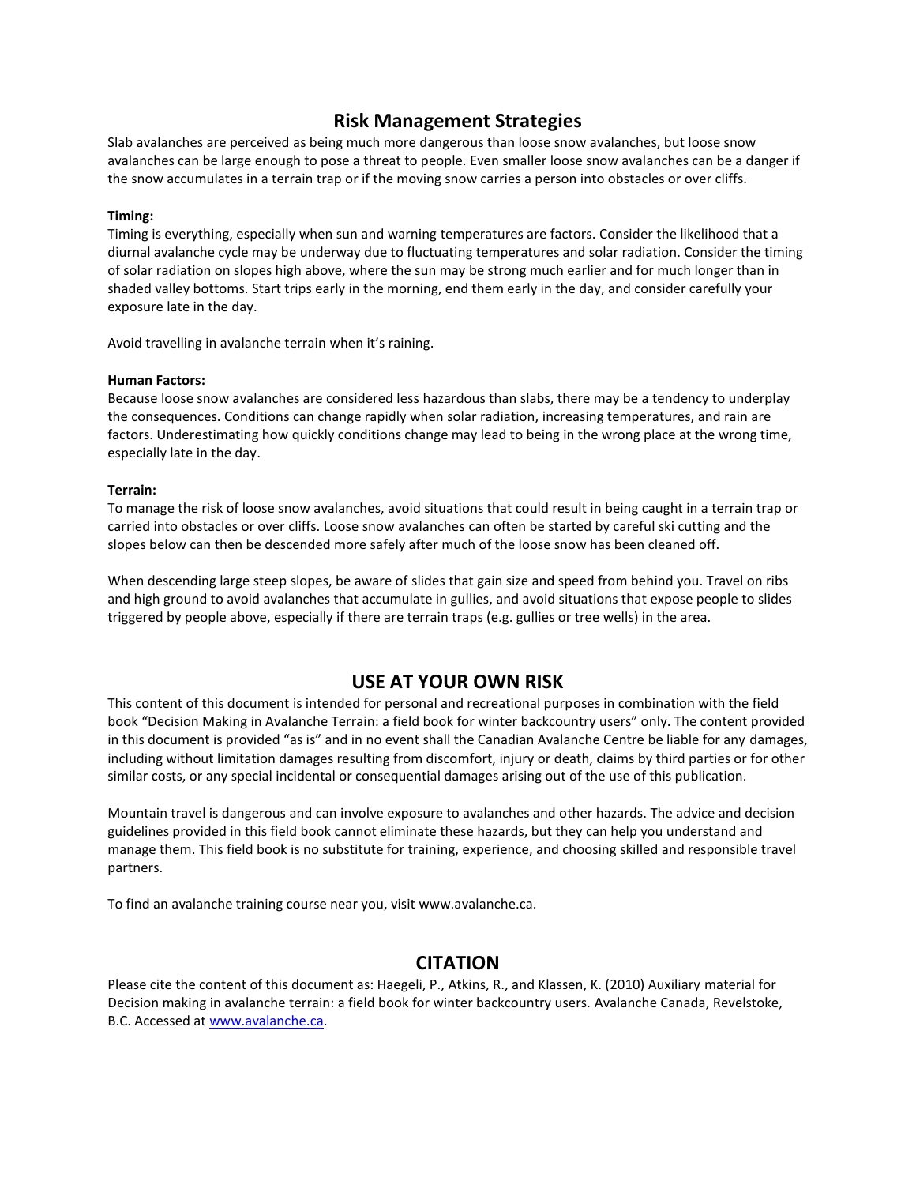## Risk Management Strategies

Slab avalanches are perceived as being much more dangerous than loose snow avalanches, but loose snow avalanches can be large enough to pose a threat to people. Even smaller loose snow avalanches can be a danger if the snow accumulates in a terrain trap or if the moving snow carries a person into obstacles or over cliffs.

**Timing:**

Timing is everything, especially when sun and warning temperatures are factors. Consider the likelihood that a diurnal avalanche cycle may be underway due to fluctuating temperatures and solar radiation. Consider the timing of solar radiation on slopes high above, where the sun may be strong much earlier and for much longer than in shaded valley bottoms. Start trips early in the morning, end them early in the day, and consider carefully your exposure late in the day.

Avoid travelling in avalanche terrain when it's raining.

**Human Factors:**

Because loose snow avalanches are considered less hazardous than slabs, there may be a tendency to underplay the consequences. Conditions can change rapidly when solar radiation, increasing temperatures, and rain are factors. Underestimating how quickly conditions change may lead to being in the wrong place at the wrong time, especially late in the day.

**Terrain:**

To manage the risk of loose snow avalanches, avoid situations that could result in being caught in a terrain trap or carried into obstacles or over cliffs. Loose snow avalanches can often be started by careful ski cutting and the slopes below can then be descended more safely after much of the loose snow has been cleaned off.

When descending large steep slopes, be aware of slides that gain size and speed from behind you. Travel on ribs and high ground to avoid avalanches that accumulate in gullies, and avoid situations that expose people to slides triggered by people above, especially if there are terrain traps (e.g. gullies or tree wells) in the area.

## USE AT YOUR OWN RISK

This content of this document is intended for personal and recreational purposes in combination with the field book "Decision Making in Avalanche Terrain: a field book for winter backcountry users" only. The content provided in this document is provided "as is" and in no event shall the Canadian Avalanche Centre be liable for any damages, including without limitation damages resulting from discomfort, injury or death, claims by third parties or for other similar costs, or any special incidental or consequential damages arising out of the use of this publication.

Mountain travel is dangerous and can involve exposure to avalanches and other hazards. The advice and decision guidelines provided in this field book cannot eliminate these hazards, but they can help you understand and manage them. This field book is no substitute for training, experience, and choosing skilled and responsible travel partners.

To find an avalanche training course near you, visit www.avalanche.ca.

## CITATION

Please cite the content of this document as: Haegeli, P., Atkins, R., and Klassen, K. (2010) Auxiliary material for Decision making in avalanche terrain: a field book for winter backcountry users. Avalanche Canada, Revelstoke, B.C. Accessed at www.avalanche.ca.